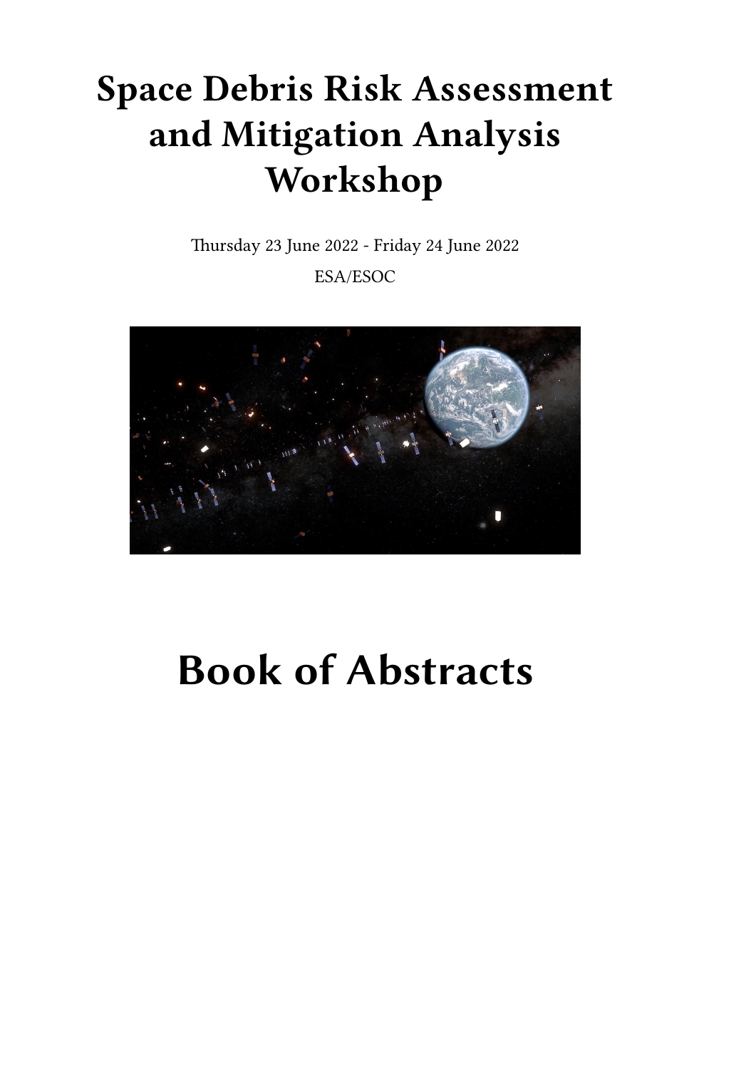# Space Debris Risk Assessment and Mitigation Analysis Workshop

Thursday 23 June 2022 - Friday 24 June 2022

ESA/ESOC

# Book of Abstracts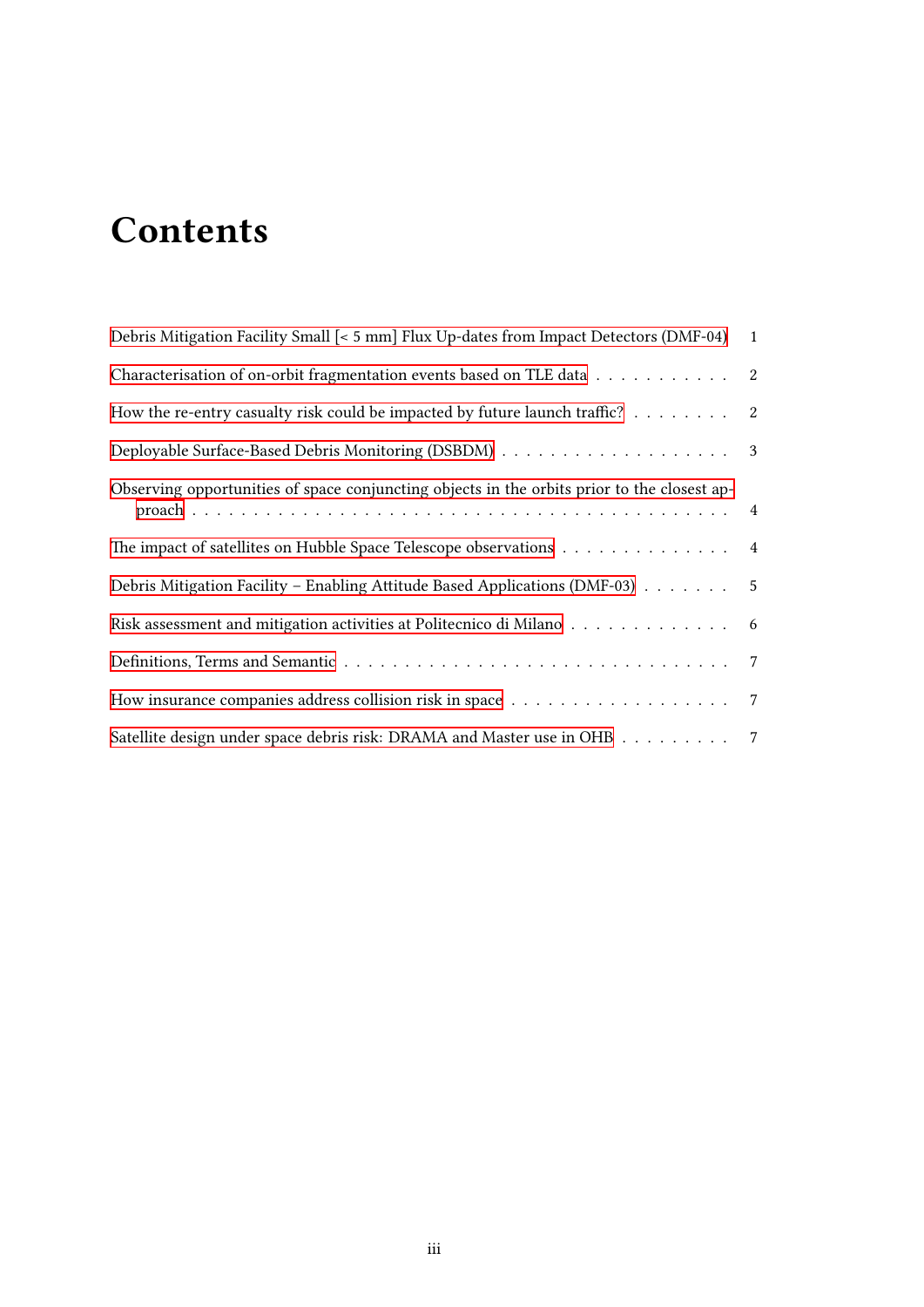# Contents

Debris Mitigation Facility Small [< 5 mm] Flux Up-dates from Impact Detectors (DMF-04) 1

Characterisation of on-orbit fragmentation events based on TLE data . . . . . . . . . . . 2

How the re-entry casualty risk could be impacted by future launch traffic? . . . . . . . . 2

Deployable Surface-Based Debris Monitoring (DSBDM) . . . . . . . . . . . . . . . . . . . 3

Observing opportunities of space conjuncting objects in the orbits prior to the closest approach . . . . . . . . . . . . . . . . . . . . . . . . . . . . . . . . . . . . . . . . . . . . 4

The impact of satellites on Hubble Space Telescope observations . . . . . . . . . . . . . . 4

Debris Mitigation Facility – Enabling Attitude Based Applications (DMF-03) . . . . . . . 5

Risk assessment and mitigation activities at Politecnico di Milano . . . . . . . . . . . . . 6

Definitions, Terms and Semantic . . . . . . . . . . . . . . . . . . . . . . . . . . . . . . . 7

How insurance companies address collision risk in space . . . . . . . . . . . . . . . . . . 7

Satellite design under space debris risk: DRAMA and Master use in OHB . . . . . . . . . 7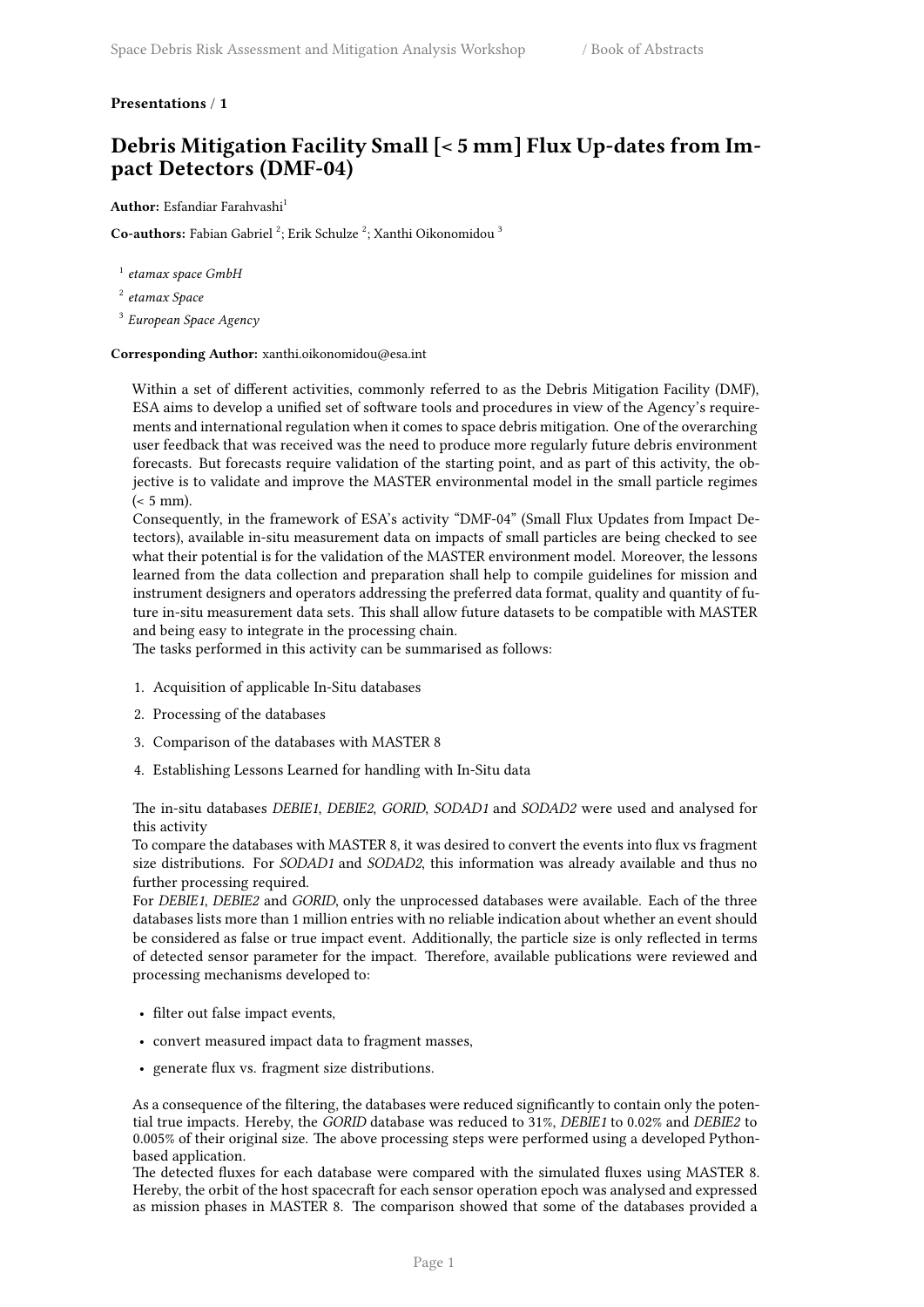**Presentations / 1**

## Debris Mitigation Facility Small [< 5 mm] Flux Up-dates from Impact Detectors (DMF-04)

**Author:** Esfandiar Farahvashi[1]

**Co-authors:** Fabian Gabriel [2]; Erik Schulze [2]; Xanthi Oikonomidou [3]

[1] *etamax space GmbH*

[2] *etamax Space*

[3] *European Space Agency*

**Corresponding Author:** xanthi.oikonomidou@esa.int

Within a set of different activities, commonly referred to as the Debris Mitigation Facility (DMF), ESA aims to develop a unified set of software tools and procedures in view of the Agency's requirements and international regulation when it comes to space debris mitigation. One of the overarching user feedback that was received was the need to produce more regularly future debris environment forecasts. But forecasts require validation of the starting point, and as part of this activity, the objective is to validate and improve the MASTER environmental model in the small particle regimes (< 5 mm).

Consequently, in the framework of ESA's activity "DMF-04" (Small Flux Updates from Impact Detectors), available in-situ measurement data on impacts of small particles are being checked to see what their potential is for the validation of the MASTER environment model. Moreover, the lessons learned from the data collection and preparation shall help to compile guidelines for mission and instrument designers and operators addressing the preferred data format, quality and quantity of future in-situ measurement data sets. This shall allow future datasets to be compatible with MASTER and being easy to integrate in the processing chain.

The tasks performed in this activity can be summarised as follows:

1. Acquisition of applicable In-Situ databases
2. Processing of the databases
3. Comparison of the databases with MASTER 8
4. Establishing Lessons Learned for handling with In-Situ data

The in-situ databases *DEBIE1*, *DEBIE2*, *GORID*, *SODAD1* and *SODAD2* were used and analysed for this activity

To compare the databases with MASTER 8, it was desired to convert the events into flux vs fragment size distributions. For *SODAD1* and *SODAD2*, this information was already available and thus no further processing required.

For *DEBIE1*, *DEBIE2* and *GORID*, only the unprocessed databases were available. Each of the three databases lists more than 1 million entries with no reliable indication about whether an event should be considered as false or true impact event. Additionally, the particle size is only reflected in terms of detected sensor parameter for the impact. Therefore, available publications were reviewed and processing mechanisms developed to:

- filter out false impact events,
- convert measured impact data to fragment masses,
- generate flux vs. fragment size distributions.

As a consequence of the filtering, the databases were reduced significantly to contain only the potential true impacts. Hereby, the *GORID* database was reduced to 31%, *DEBIE1* to 0.02% and *DEBIE2* to 0.005% of their original size. The above processing steps were performed using a developed Python-based application.

The detected fluxes for each database were compared with the simulated fluxes using MASTER 8. Hereby, the orbit of the host spacecraft for each sensor operation epoch was analysed and expressed as mission phases in MASTER 8. The comparison showed that some of the databases provided a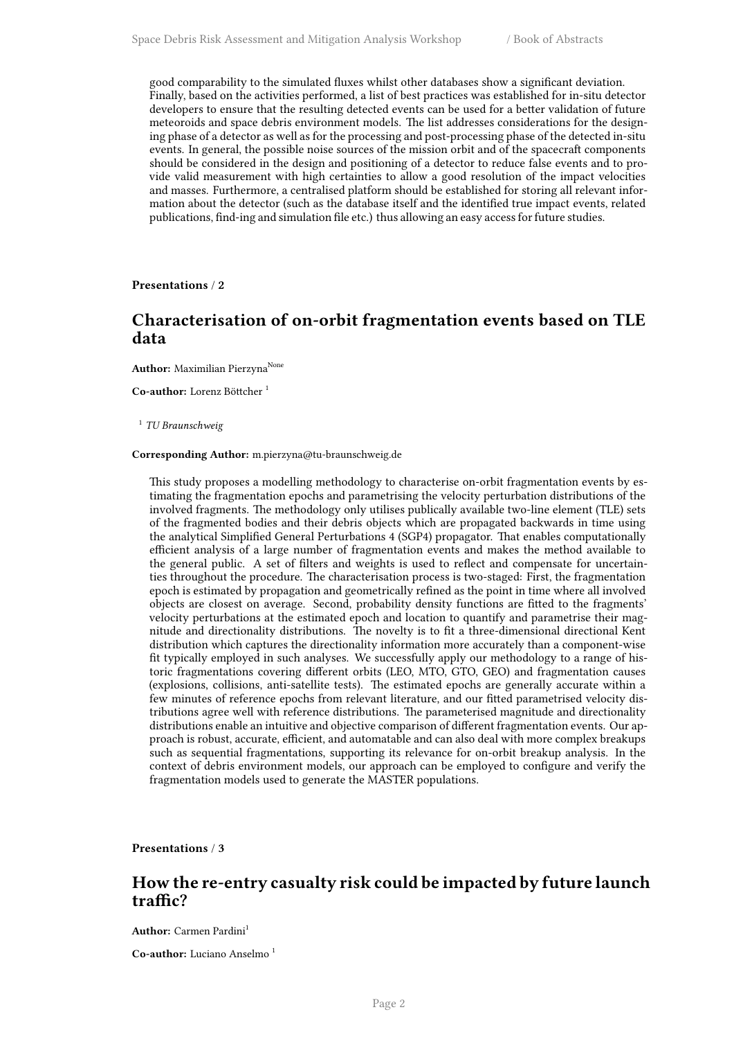good comparability to the simulated fluxes whilst other databases show a significant deviation. Finally, based on the activities performed, a list of best practices was established for in-situ detector developers to ensure that the resulting detected events can be used for a better validation of future meteoroids and space debris environment models. The list addresses considerations for the designing phase of a detector as well as for the processing and post-processing phase of the detected in-situ events. In general, the possible noise sources of the mission orbit and of the spacecraft components should be considered in the design and positioning of a detector to reduce false events and to provide valid measurement with high certainties to allow a good resolution of the impact velocities and masses. Furthermore, a centralised platform should be established for storing all relevant information about the detector (such as the database itself and the identified true impact events, related publications, find-ing and simulation file etc.) thus allowing an easy access for future studies.

**Presentations** / **2**

## Characterisation of on-orbit fragmentation events based on TLE data

**Author:** Maximilian Pierzyna[None]

**Co-author:** Lorenz Böttcher [1]

[1] *TU Braunschweig*

**Corresponding Author:** m.pierzyna@tu-braunschweig.de

This study proposes a modelling methodology to characterise on-orbit fragmentation events by estimating the fragmentation epochs and parametrising the velocity perturbation distributions of the involved fragments. The methodology only utilises publically available two-line element (TLE) sets of the fragmented bodies and their debris objects which are propagated backwards in time using the analytical Simplified General Perturbations 4 (SGP4) propagator. That enables computationally efficient analysis of a large number of fragmentation events and makes the method available to the general public. A set of filters and weights is used to reflect and compensate for uncertainties throughout the procedure. The characterisation process is two-staged: First, the fragmentation epoch is estimated by propagation and geometrically refined as the point in time where all involved objects are closest on average. Second, probability density functions are fitted to the fragments' velocity perturbations at the estimated epoch and location to quantify and parametrise their magnitude and directionality distributions. The novelty is to fit a three-dimensional directional Kent distribution which captures the directionality information more accurately than a component-wise fit typically employed in such analyses. We successfully apply our methodology to a range of historic fragmentations covering different orbits (LEO, MTO, GTO, GEO) and fragmentation causes (explosions, collisions, anti-satellite tests). The estimated epochs are generally accurate within a few minutes of reference epochs from relevant literature, and our fitted parametrised velocity distributions agree well with reference distributions. The parameterised magnitude and directionality distributions enable an intuitive and objective comparison of different fragmentation events. Our approach is robust, accurate, efficient, and automatable and can also deal with more complex breakups such as sequential fragmentations, supporting its relevance for on-orbit breakup analysis. In the context of debris environment models, our approach can be employed to configure and verify the fragmentation models used to generate the MASTER populations.

**Presentations** / **3**

## How the re-entry casualty risk could be impacted by future launch traffic?

**Author:** Carmen Pardini[1]

**Co-author:** Luciano Anselmo [1]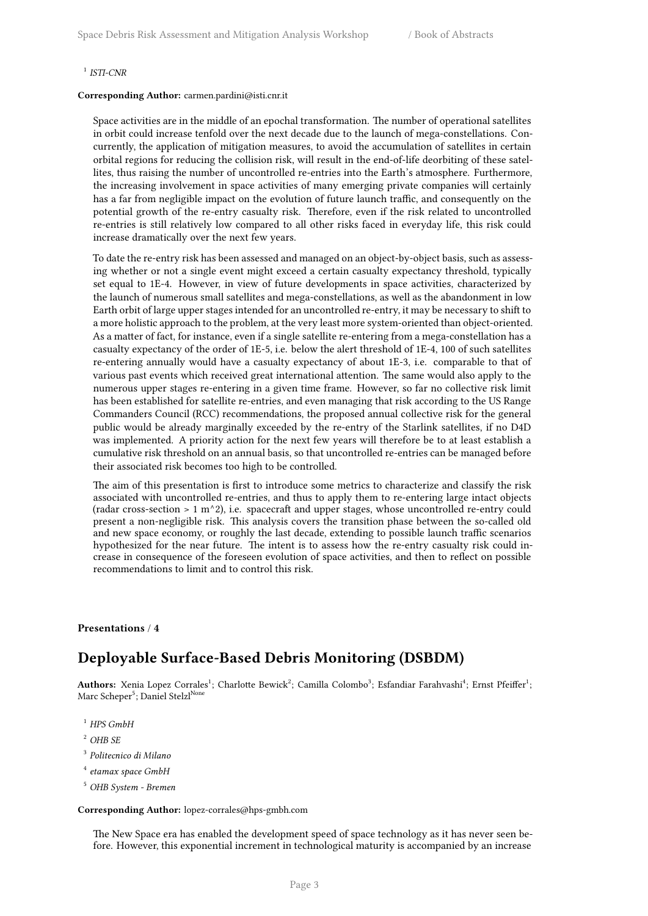[1] *ISTI-CNR*

**Corresponding Author:** carmen.pardini@isti.cnr.it

Space activities are in the middle of an epochal transformation. The number of operational satellites in orbit could increase tenfold over the next decade due to the launch of mega-constellations. Concurrently, the application of mitigation measures, to avoid the accumulation of satellites in certain orbital regions for reducing the collision risk, will result in the end-of-life deorbiting of these satellites, thus raising the number of uncontrolled re-entries into the Earth's atmosphere. Furthermore, the increasing involvement in space activities of many emerging private companies will certainly has a far from negligible impact on the evolution of future launch traffic, and consequently on the potential growth of the re-entry casualty risk. Therefore, even if the risk related to uncontrolled re-entries is still relatively low compared to all other risks faced in everyday life, this risk could increase dramatically over the next few years.

To date the re-entry risk has been assessed and managed on an object-by-object basis, such as assessing whether or not a single event might exceed a certain casualty expectancy threshold, typically set equal to 1E-4. However, in view of future developments in space activities, characterized by the launch of numerous small satellites and mega-constellations, as well as the abandonment in low Earth orbit of large upper stages intended for an uncontrolled re-entry, it may be necessary to shift to a more holistic approach to the problem, at the very least more system-oriented than object-oriented. As a matter of fact, for instance, even if a single satellite re-entering from a mega-constellation has a casualty expectancy of the order of 1E-5, i.e. below the alert threshold of 1E-4, 100 of such satellites re-entering annually would have a casualty expectancy of about 1E-3, i.e. comparable to that of various past events which received great international attention. The same would also apply to the numerous upper stages re-entering in a given time frame. However, so far no collective risk limit has been established for satellite re-entries, and even managing that risk according to the US Range Commanders Council (RCC) recommendations, the proposed annual collective risk for the general public would be already marginally exceeded by the re-entry of the Starlink satellites, if no D4D was implemented. A priority action for the next few years will therefore be to at least establish a cumulative risk threshold on an annual basis, so that uncontrolled re-entries can be managed before their associated risk becomes too high to be controlled.

The aim of this presentation is first to introduce some metrics to characterize and classify the risk associated with uncontrolled re-entries, and thus to apply them to re-entering large intact objects (radar cross-section > 1 $m^2$), i.e. spacecraft and upper stages, whose uncontrolled re-entry could present a non-negligible risk. This analysis covers the transition phase between the so-called old and new space economy, or roughly the last decade, extending to possible launch traffic scenarios hypothesized for the near future. The intent is to assess how the re-entry casualty risk could increase in consequence of the foreseen evolution of space activities, and then to reflect on possible recommendations to limit and to control this risk.

**Presentations** / **4**

## Deployable Surface-Based Debris Monitoring (DSBDM)

**Authors:** Xenia Lopez Corrales[1]; Charlotte Bewick[2]; Camilla Colombo[3]; Esfandiar Farahvashi[4]; Ernst Pfeiffer[1]; Marc Scheper[5]; Daniel Stelzl[None]

[1] *HPS GmbH*

[2] *OHB SE*

[3] *Politecnico di Milano*

[4] *etamax space GmbH*

[5] *OHB System - Bremen*

**Corresponding Author:** lopez-corrales@hps-gmbh.com

The New Space era has enabled the development speed of space technology as it has never seen before. However, this exponential increment in technological maturity is accompanied by an increase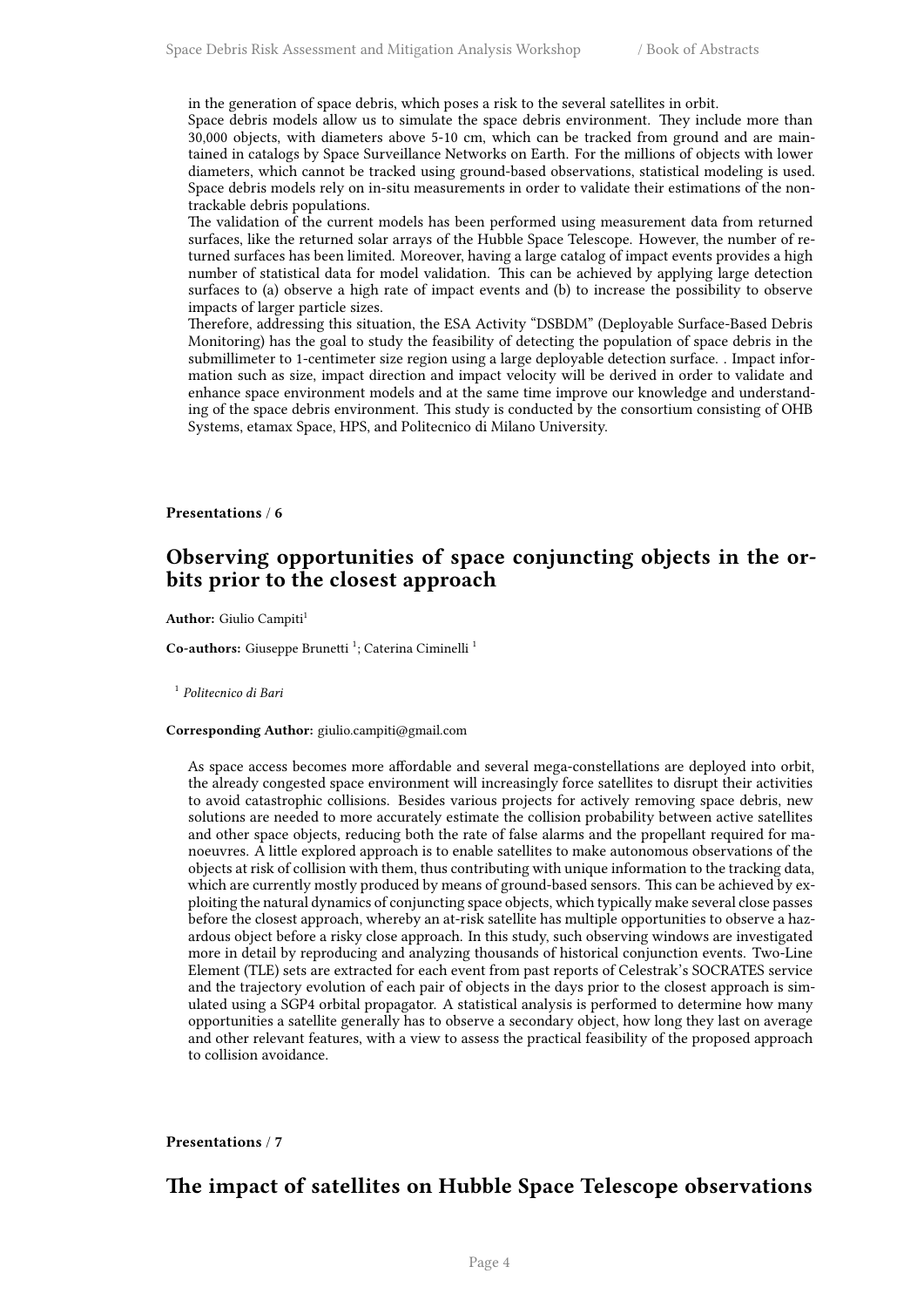in the generation of space debris, which poses a risk to the several satellites in orbit.

Space debris models allow us to simulate the space debris environment. They include more than 30,000 objects, with diameters above 5-10 cm, which can be tracked from ground and are maintained in catalogs by Space Surveillance Networks on Earth. For the millions of objects with lower diameters, which cannot be tracked using ground-based observations, statistical modeling is used. Space debris models rely on in-situ measurements in order to validate their estimations of the non-trackable debris populations.

The validation of the current models has been performed using measurement data from returned surfaces, like the returned solar arrays of the Hubble Space Telescope. However, the number of returned surfaces has been limited. Moreover, having a large catalog of impact events provides a high number of statistical data for model validation. This can be achieved by applying large detection surfaces to (a) observe a high rate of impact events and (b) to increase the possibility to observe impacts of larger particle sizes.

Therefore, addressing this situation, the ESA Activity "DSBDM" (Deployable Surface-Based Debris Monitoring) has the goal to study the feasibility of detecting the population of space debris in the submillimeter to 1-centimeter size region using a large deployable detection surface. . Impact information such as size, impact direction and impact velocity will be derived in order to validate and enhance space environment models and at the same time improve our knowledge and understanding of the space debris environment. This study is conducted by the consortium consisting of OHB Systems, etamax Space, HPS, and Politecnico di Milano University.

**Presentations** / **6**

## Observing opportunities of space conjuncting objects in the orbits prior to the closest approach

**Author:** Giulio Campiti[1]

**Co-authors:** Giuseppe Brunetti [1]; Caterina Ciminelli [1]

[1] *Politecnico di Bari*

**Corresponding Author:** giulio.campiti@gmail.com

As space access becomes more affordable and several mega-constellations are deployed into orbit, the already congested space environment will increasingly force satellites to disrupt their activities to avoid catastrophic collisions. Besides various projects for actively removing space debris, new solutions are needed to more accurately estimate the collision probability between active satellites and other space objects, reducing both the rate of false alarms and the propellant required for manoeuvres. A little explored approach is to enable satellites to make autonomous observations of the objects at risk of collision with them, thus contributing with unique information to the tracking data, which are currently mostly produced by means of ground-based sensors. This can be achieved by exploiting the natural dynamics of conjuncting space objects, which typically make several close passes before the closest approach, whereby an at-risk satellite has multiple opportunities to observe a hazardous object before a risky close approach. In this study, such observing windows are investigated more in detail by reproducing and analyzing thousands of historical conjunction events. Two-Line Element (TLE) sets are extracted for each event from past reports of Celestrak's SOCRATES service and the trajectory evolution of each pair of objects in the days prior to the closest approach is simulated using a SGP4 orbital propagator. A statistical analysis is performed to determine how many opportunities a satellite generally has to observe a secondary object, how long they last on average and other relevant features, with a view to assess the practical feasibility of the proposed approach to collision avoidance.

**Presentations** / **7**

## The impact of satellites on Hubble Space Telescope observations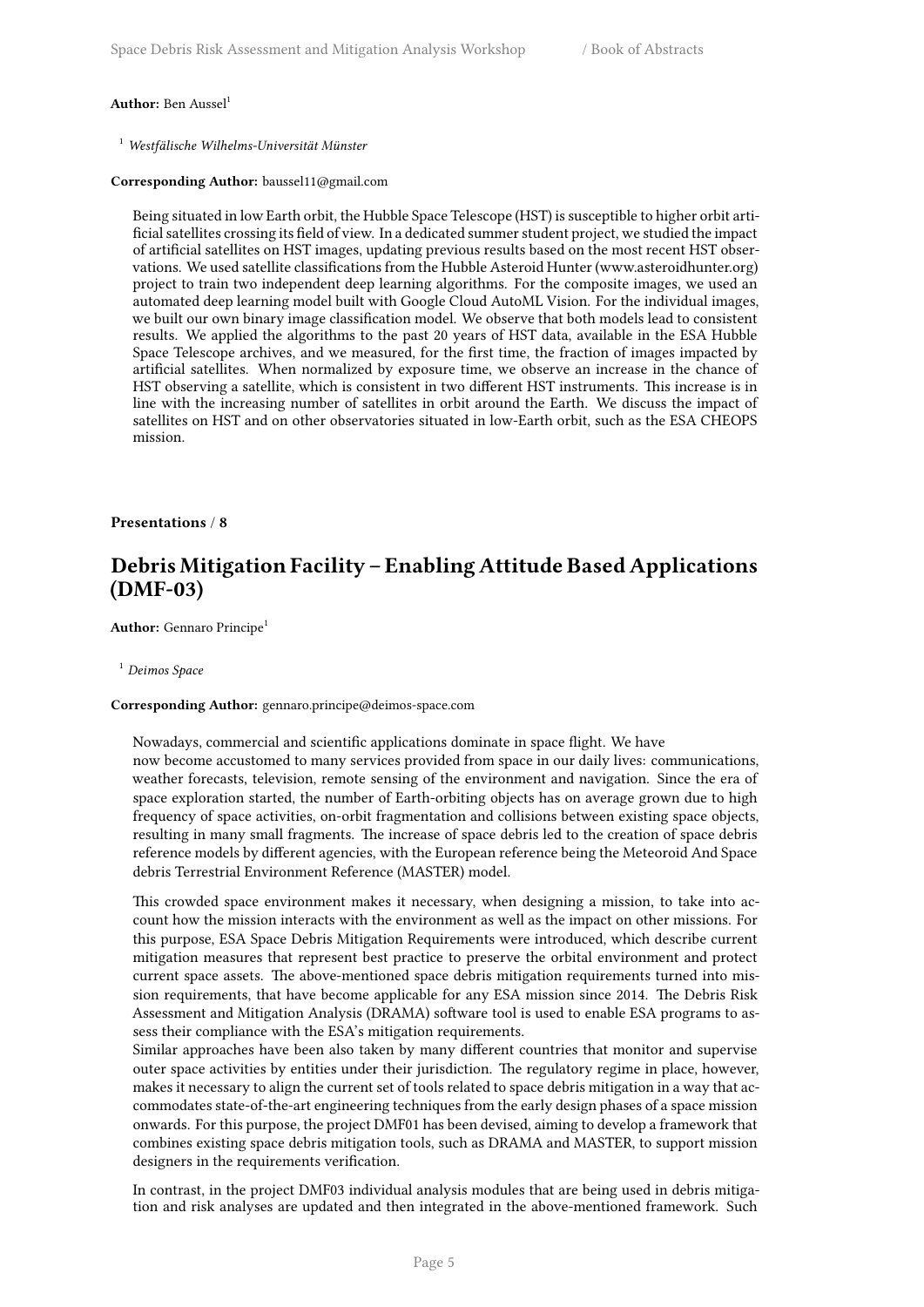**Author:** Ben Aussel[1]

[1] *Westfälische Wilhelms-Universität Münster*

**Corresponding Author:** baussel11@gmail.com

Being situated in low Earth orbit, the Hubble Space Telescope (HST) is susceptible to higher orbit artificial satellites crossing its field of view. In a dedicated summer student project, we studied the impact of artificial satellites on HST images, updating previous results based on the most recent HST observations. We used satellite classifications from the Hubble Asteroid Hunter (www.asteroidhunter.org) project to train two independent deep learning algorithms. For the composite images, we used an automated deep learning model built with Google Cloud AutoML Vision. For the individual images, we built our own binary image classification model. We observe that both models lead to consistent results. We applied the algorithms to the past 20 years of HST data, available in the ESA Hubble Space Telescope archives, and we measured, for the first time, the fraction of images impacted by artificial satellites. When normalized by exposure time, we observe an increase in the chance of HST observing a satellite, which is consistent in two different HST instruments. This increase is in line with the increasing number of satellites in orbit around the Earth. We discuss the impact of satellites on HST and on other observatories situated in low-Earth orbit, such as the ESA CHEOPS mission.

**Presentations / 8**

## Debris Mitigation Facility – Enabling Attitude Based Applications (DMF-03)

**Author:** Gennaro Principe[1]

[1] *Deimos Space*

**Corresponding Author:** gennaro.principe@deimos-space.com

Nowadays, commercial and scientific applications dominate in space flight. We have now become accustomed to many services provided from space in our daily lives: communications, weather forecasts, television, remote sensing of the environment and navigation. Since the era of space exploration started, the number of Earth-orbiting objects has on average grown due to high frequency of space activities, on-orbit fragmentation and collisions between existing space objects, resulting in many small fragments. The increase of space debris led to the creation of space debris reference models by different agencies, with the European reference being the Meteoroid And Space debris Terrestrial Environment Reference (MASTER) model.

This crowded space environment makes it necessary, when designing a mission, to take into account how the mission interacts with the environment as well as the impact on other missions. For this purpose, ESA Space Debris Mitigation Requirements were introduced, which describe current mitigation measures that represent best practice to preserve the orbital environment and protect current space assets. The above-mentioned space debris mitigation requirements turned into mission requirements, that have become applicable for any ESA mission since 2014. The Debris Risk Assessment and Mitigation Analysis (DRAMA) software tool is used to enable ESA programs to assess their compliance with the ESA's mitigation requirements.
Similar approaches have been also taken by many different countries that monitor and supervise outer space activities by entities under their jurisdiction. The regulatory regime in place, however, makes it necessary to align the current set of tools related to space debris mitigation in a way that accommodates state-of-the-art engineering techniques from the early design phases of a space mission onwards. For this purpose, the project DMF01 has been devised, aiming to develop a framework that combines existing space debris mitigation tools, such as DRAMA and MASTER, to support mission designers in the requirements verification.

In contrast, in the project DMF03 individual analysis modules that are being used in debris mitigation and risk analyses are updated and then integrated in the above-mentioned framework. Such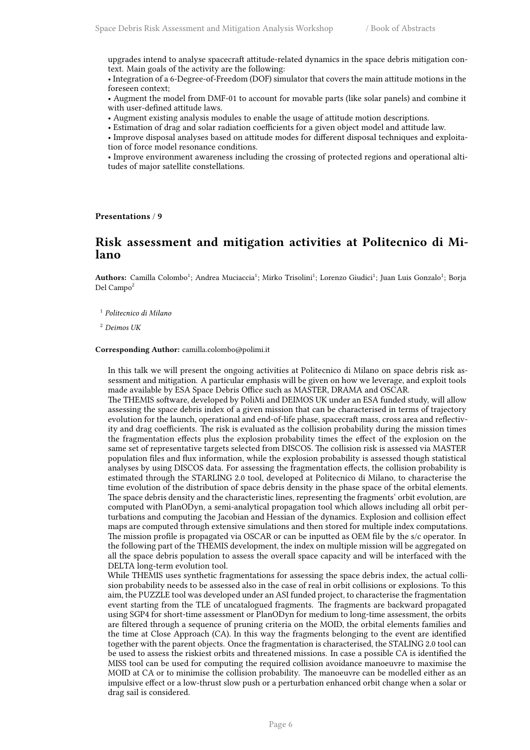upgrades intend to analyse spacecraft attitude-related dynamics in the space debris mitigation context. Main goals of the activity are the following:

• Integration of a 6-Degree-of-Freedom (DOF) simulator that covers the main attitude motions in the foreseen context;

• Augment the model from DMF-01 to account for movable parts (like solar panels) and combine it with user-defined attitude laws.

• Augment existing analysis modules to enable the usage of attitude motion descriptions.

• Estimation of drag and solar radiation coefficients for a given object model and attitude law.

• Improve disposal analyses based on attitude modes for different disposal techniques and exploitation of force model resonance conditions.

• Improve environment awareness including the crossing of protected regions and operational altitudes of major satellite constellations.

**Presentations / 9**

## Risk assessment and mitigation activities at Politecnico di Milano

**Authors:** Camilla Colombo[1]; Andrea Muciaccia[1]; Mirko Trisolini[1]; Lorenzo Giudici[1]; Juan Luis Gonzalo[1]; Borja Del Campo[2]

[1] *Politecnico di Milano*

[2] *Deimos UK*

**Corresponding Author:** camilla.colombo@polimi.it

In this talk we will present the ongoing activities at Politecnico di Milano on space debris risk assessment and mitigation. A particular emphasis will be given on how we leverage, and exploit tools made available by ESA Space Debris Office such as MASTER, DRAMA and OSCAR.

The THEMIS software, developed by PoliMi and DEIMOS UK under an ESA funded study, will allow assessing the space debris index of a given mission that can be characterised in terms of trajectory evolution for the launch, operational and end-of-life phase, spacecraft mass, cross area and reflectivity and drag coefficients. The risk is evaluated as the collision probability during the mission times the fragmentation effects plus the explosion probability times the effect of the explosion on the same set of representative targets selected from DISCOS. The collision risk is assessed via MASTER population files and flux information, while the explosion probability is assessed though statistical analyses by using DISCOS data. For assessing the fragmentation effects, the collision probability is estimated through the STARLING 2.0 tool, developed at Politecnico di Milano, to characterise the time evolution of the distribution of space debris density in the phase space of the orbital elements. The space debris density and the characteristic lines, representing the fragments' orbit evolution, are computed with PlanODyn, a semi-analytical propagation tool which allows including all orbit perturbations and computing the Jacobian and Hessian of the dynamics. Explosion and collision effect maps are computed through extensive simulations and then stored for multiple index computations. The mission profile is propagated via OSCAR or can be inputted as OEM file by the s/c operator. In the following part of the THEMIS development, the index on multiple mission will be aggregated on all the space debris population to assess the overall space capacity and will be interfaced with the DELTA long-term evolution tool.

While THEMIS uses synthetic fragmentations for assessing the space debris index, the actual collision probability needs to be assessed also in the case of real in orbit collisions or explosions. To this aim, the PUZZLE tool was developed under an ASI funded project, to characterise the fragmentation event starting from the TLE of uncatalogued fragments. The fragments are backward propagated using SGP4 for short-time assessment or PlanODyn for medium to long-time assessment, the orbits are filtered through a sequence of pruning criteria on the MOID, the orbital elements families and the time at Close Approach (CA). In this way the fragments belonging to the event are identified together with the parent objects. Once the fragmentation is characterised, the STALING 2.0 tool can be used to assess the riskiest orbits and threatened missions. In case a possible CA is identified the MISS tool can be used for computing the required collision avoidance manoeuvre to maximise the MOID at CA or to minimise the collision probability. The manoeuvre can be modelled either as an impulsive effect or a low-thrust slow push or a perturbation enhanced orbit change when a solar or drag sail is considered.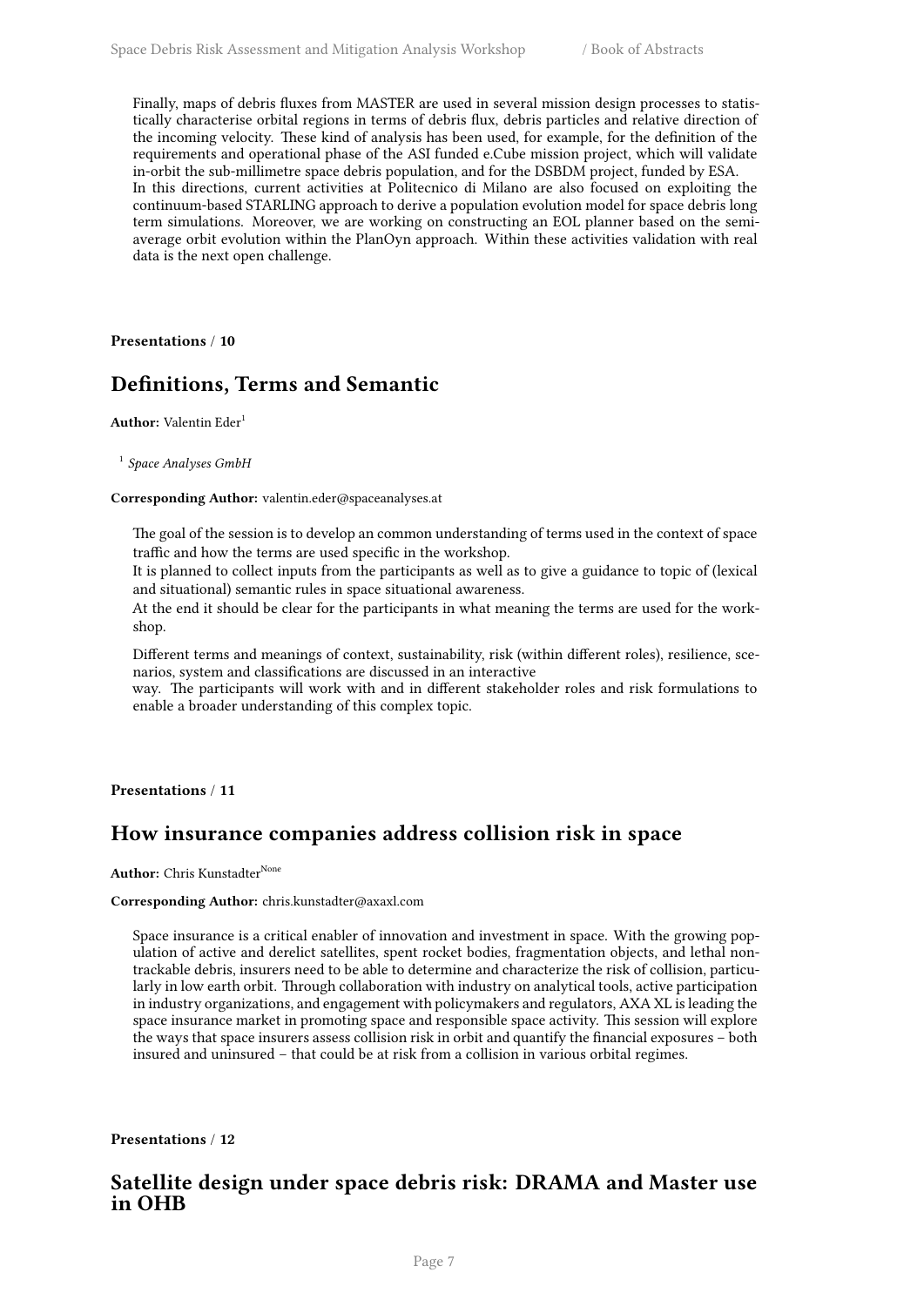Finally, maps of debris fluxes from MASTER are used in several mission design processes to statistically characterise orbital regions in terms of debris flux, debris particles and relative direction of the incoming velocity. These kind of analysis has been used, for example, for the definition of the requirements and operational phase of the ASI funded e.Cube mission project, which will validate in-orbit the sub-millimetre space debris population, and for the DSBDM project, funded by ESA.
In this directions, current activities at Politecnico di Milano are also focused on exploiting the continuum-based STARLING approach to derive a population evolution model for space debris long term simulations. Moreover, we are working on constructing an EOL planner based on the semi-average orbit evolution within the PlanOyn approach. Within these activities validation with real data is the next open challenge.

**Presentations / 10**

## Definitions, Terms and Semantic

**Author:** Valentin Eder[1]

[1] *Space Analyses GmbH*

**Corresponding Author:** valentin.eder@spaceanalyses.at

The goal of the session is to develop an common understanding of terms used in the context of space traffic and how the terms are used specific in the workshop.
It is planned to collect inputs from the participants as well as to give a guidance to topic of (lexical and situational) semantic rules in space situational awareness.
At the end it should be clear for the participants in what meaning the terms are used for the workshop.

Different terms and meanings of context, sustainability, risk (within different roles), resilience, scenarios, system and classifications are discussed in an interactive way. The participants will work with and in different stakeholder roles and risk formulations to enable a broader understanding of this complex topic.

**Presentations / 11**

## How insurance companies address collision risk in space

**Author:** Chris Kunstadter[None]

**Corresponding Author:** chris.kunstadter@axaxl.com

Space insurance is a critical enabler of innovation and investment in space. With the growing population of active and derelict satellites, spent rocket bodies, fragmentation objects, and lethal non-trackable debris, insurers need to be able to determine and characterize the risk of collision, particularly in low earth orbit. Through collaboration with industry on analytical tools, active participation in industry organizations, and engagement with policymakers and regulators, AXA XL is leading the space insurance market in promoting space and responsible space activity. This session will explore the ways that space insurers assess collision risk in orbit and quantify the financial exposures – both insured and uninsured – that could be at risk from a collision in various orbital regimes.

**Presentations / 12**

## Satellite design under space debris risk: DRAMA and Master use in OHB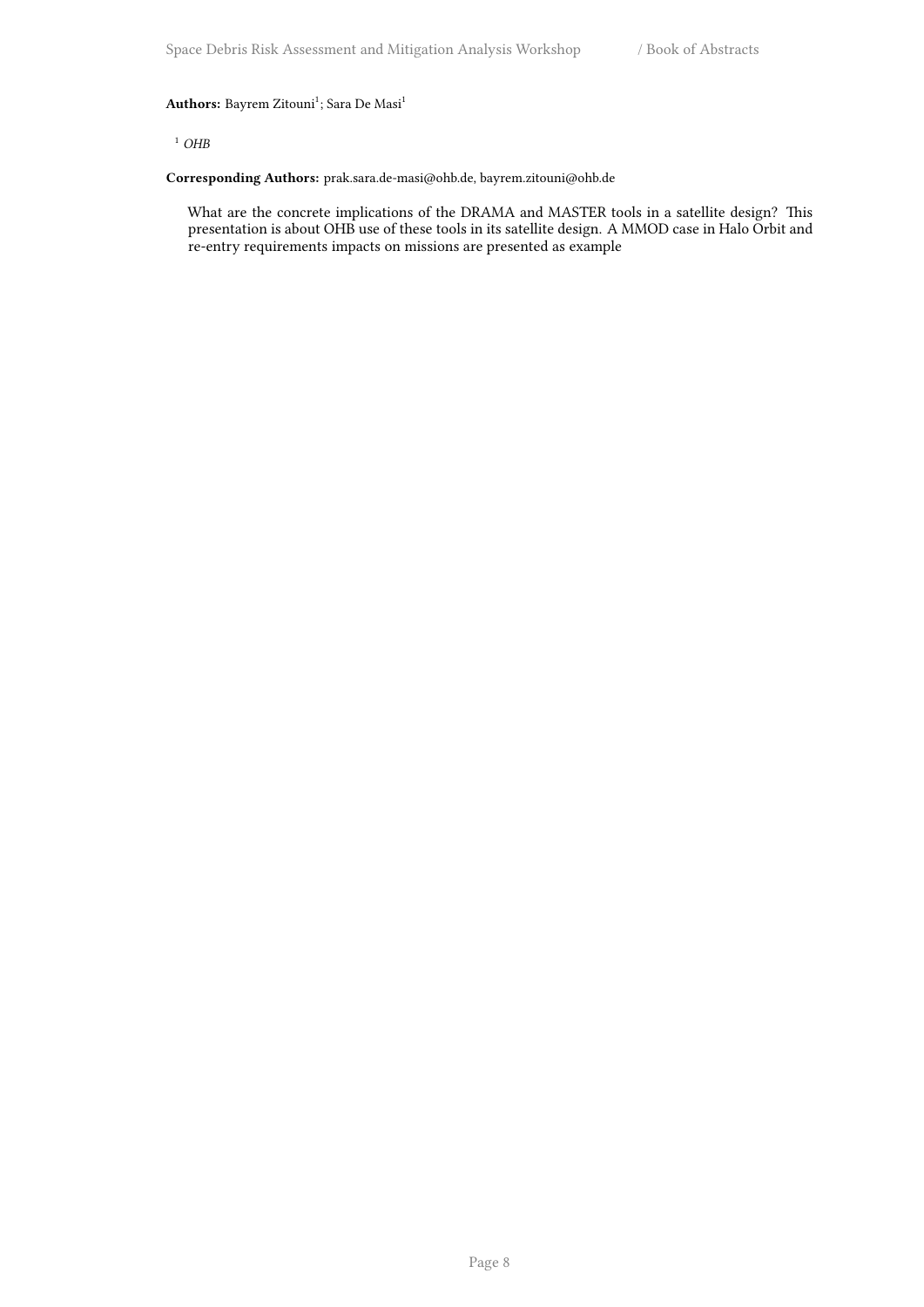**Authors:** Bayrem Zitouni[1]; Sara De Masi[1]

[1] *OHB*

**Corresponding Authors:** prak.sara.de-masi@ohb.de, bayrem.zitouni@ohb.de

What are the concrete implications of the DRAMA and MASTER tools in a satellite design? This presentation is about OHB use of these tools in its satellite design. A MMOD case in Halo Orbit and re-entry requirements impacts on missions are presented as example